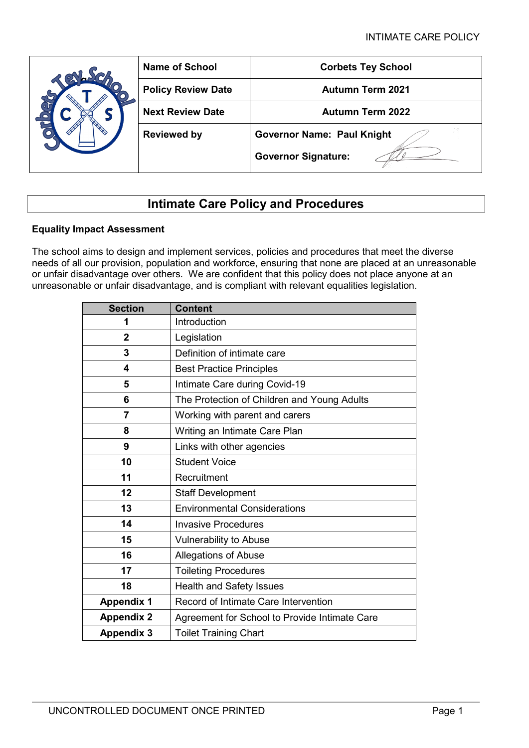| | Name of School | Corbets Tey School |
|---|---|---|
| | Policy Review Date | Autumn Term 2021 |
| | Next Review Date | Autumn Term 2022 |
| | Reviewed by | Governor Name: Paul Knight<br>Governor Signature: |

# Intimate Care Policy and Procedures

**Equality Impact Assessment**

The school aims to design and implement services, policies and procedures that meet the diverse needs of all our provision, population and workforce, ensuring that none are placed at an unreasonable or unfair disadvantage over others. We are confident that this policy does not place anyone at an unreasonable or unfair disadvantage, and is compliant with relevant equalities legislation.

| Section | Content |
|---|---|
| **1** | Introduction |
| **2** | Legislation |
| **3** | Definition of intimate care |
| **4** | Best Practice Principles |
| **5** | Intimate Care during Covid-19 |
| **6** | The Protection of Children and Young Adults |
| **7** | Working with parent and carers |
| **8** | Writing an Intimate Care Plan |
| **9** | Links with other agencies |
| **10** | Student Voice |
| **11** | Recruitment |
| **12** | Staff Development |
| **13** | Environmental Considerations |
| **14** | Invasive Procedures |
| **15** | Vulnerability to Abuse |
| **16** | Allegations of Abuse |
| **17** | Toileting Procedures |
| **18** | Health and Safety Issues |
| **Appendix 1** | Record of Intimate Care Intervention |
| **Appendix 2** | Agreement for School to Provide Intimate Care |
| **Appendix 3** | Toilet Training Chart |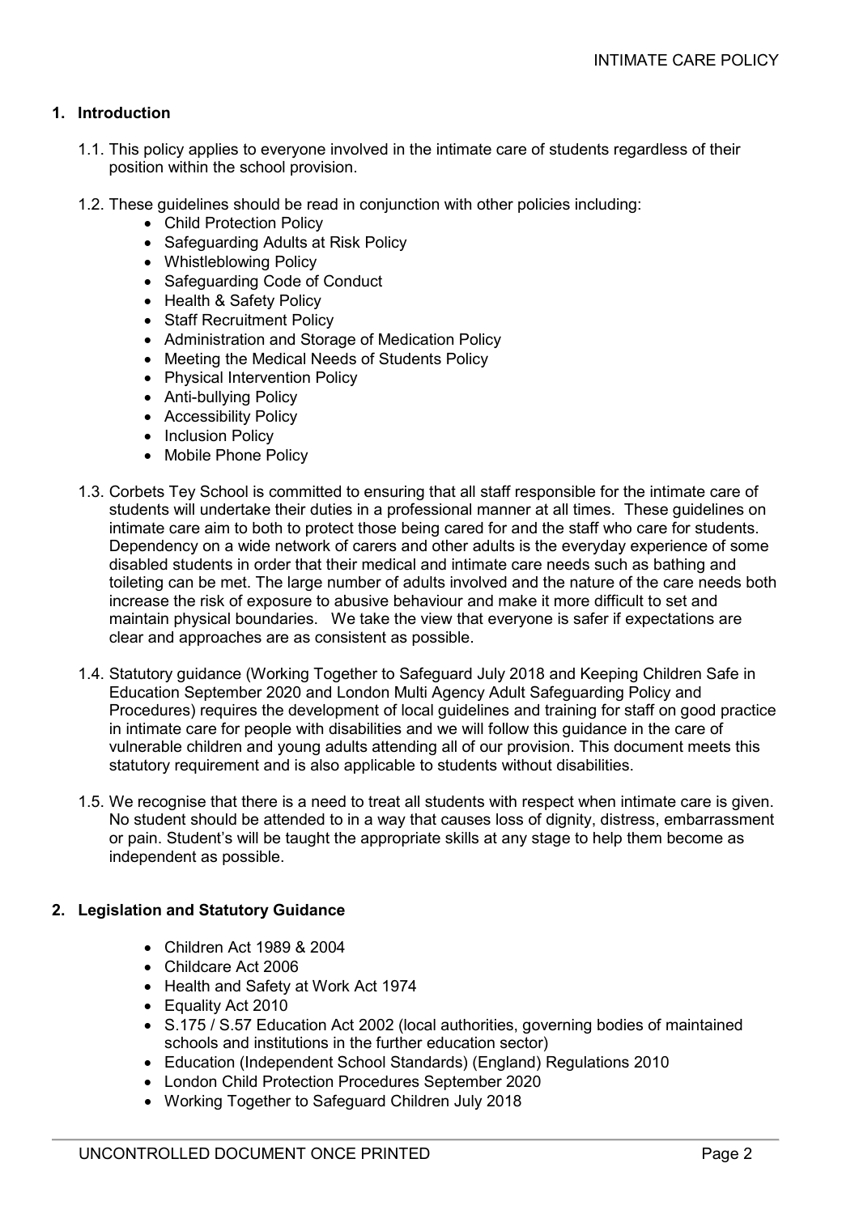## 1. Introduction

1.1. This policy applies to everyone involved in the intimate care of students regardless of their position within the school provision.

1.2. These guidelines should be read in conjunction with other policies including:

- Child Protection Policy
- Safeguarding Adults at Risk Policy
- Whistleblowing Policy
- Safeguarding Code of Conduct
- Health & Safety Policy
- Staff Recruitment Policy
- Administration and Storage of Medication Policy
- Meeting the Medical Needs of Students Policy
- Physical Intervention Policy
- Anti-bullying Policy
- Accessibility Policy
- Inclusion Policy
- Mobile Phone Policy

1.3. Corbets Tey School is committed to ensuring that all staff responsible for the intimate care of students will undertake their duties in a professional manner at all times. These guidelines on intimate care aim to both to protect those being cared for and the staff who care for students. Dependency on a wide network of carers and other adults is the everyday experience of some disabled students in order that their medical and intimate care needs such as bathing and toileting can be met. The large number of adults involved and the nature of the care needs both increase the risk of exposure to abusive behaviour and make it more difficult to set and maintain physical boundaries. We take the view that everyone is safer if expectations are clear and approaches are as consistent as possible.

1.4. Statutory guidance (Working Together to Safeguard July 2018 and Keeping Children Safe in Education September 2020 and London Multi Agency Adult Safeguarding Policy and Procedures) requires the development of local guidelines and training for staff on good practice in intimate care for people with disabilities and we will follow this guidance in the care of vulnerable children and young adults attending all of our provision. This document meets this statutory requirement and is also applicable to students without disabilities.

1.5. We recognise that there is a need to treat all students with respect when intimate care is given. No student should be attended to in a way that causes loss of dignity, distress, embarrassment or pain. Student's will be taught the appropriate skills at any stage to help them become as independent as possible.

## 2. Legislation and Statutory Guidance

- Children Act 1989 & 2004
- Childcare Act 2006
- Health and Safety at Work Act 1974
- Equality Act 2010
- S.175 / S.57 Education Act 2002 (local authorities, governing bodies of maintained schools and institutions in the further education sector)
- Education (Independent School Standards) (England) Regulations 2010
- London Child Protection Procedures September 2020
- Working Together to Safeguard Children July 2018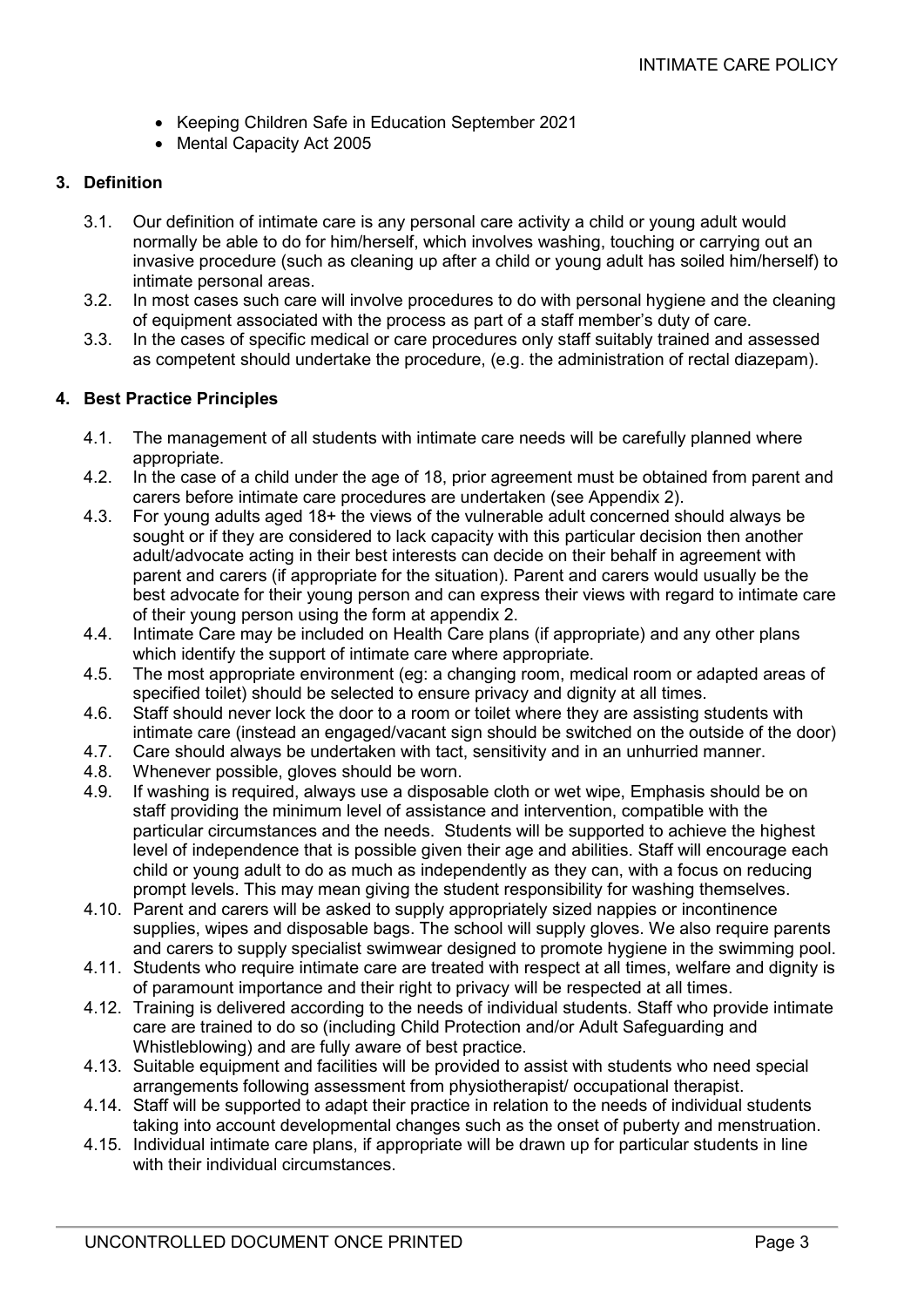- Keeping Children Safe in Education September 2021
- Mental Capacity Act 2005

## 3. Definition

3.1. Our definition of intimate care is any personal care activity a child or young adult would normally be able to do for him/herself, which involves washing, touching or carrying out an invasive procedure (such as cleaning up after a child or young adult has soiled him/herself) to intimate personal areas.

3.2. In most cases such care will involve procedures to do with personal hygiene and the cleaning of equipment associated with the process as part of a staff member's duty of care.

3.3. In the cases of specific medical or care procedures only staff suitably trained and assessed as competent should undertake the procedure, (e.g. the administration of rectal diazepam).

## 4. Best Practice Principles

4.1. The management of all students with intimate care needs will be carefully planned where appropriate.

4.2. In the case of a child under the age of 18, prior agreement must be obtained from parent and carers before intimate care procedures are undertaken (see Appendix 2).

4.3. For young adults aged 18+ the views of the vulnerable adult concerned should always be sought or if they are considered to lack capacity with this particular decision then another adult/advocate acting in their best interests can decide on their behalf in agreement with parent and carers (if appropriate for the situation). Parent and carers would usually be the best advocate for their young person and can express their views with regard to intimate care of their young person using the form at appendix 2.

4.4. Intimate Care may be included on Health Care plans (if appropriate) and any other plans which identify the support of intimate care where appropriate.

4.5. The most appropriate environment (eg: a changing room, medical room or adapted areas of specified toilet) should be selected to ensure privacy and dignity at all times.

4.6. Staff should never lock the door to a room or toilet where they are assisting students with intimate care (instead an engaged/vacant sign should be switched on the outside of the door)

4.7. Care should always be undertaken with tact, sensitivity and in an unhurried manner.

4.8. Whenever possible, gloves should be worn.

4.9. If washing is required, always use a disposable cloth or wet wipe, Emphasis should be on staff providing the minimum level of assistance and intervention, compatible with the particular circumstances and the needs. Students will be supported to achieve the highest level of independence that is possible given their age and abilities. Staff will encourage each child or young adult to do as much as independently as they can, with a focus on reducing prompt levels. This may mean giving the student responsibility for washing themselves.

4.10. Parent and carers will be asked to supply appropriately sized nappies or incontinence supplies, wipes and disposable bags. The school will supply gloves. We also require parents and carers to supply specialist swimwear designed to promote hygiene in the swimming pool.

4.11. Students who require intimate care are treated with respect at all times, welfare and dignity is of paramount importance and their right to privacy will be respected at all times.

4.12. Training is delivered according to the needs of individual students. Staff who provide intimate care are trained to do so (including Child Protection and/or Adult Safeguarding and Whistleblowing) and are fully aware of best practice.

4.13. Suitable equipment and facilities will be provided to assist with students who need special arrangements following assessment from physiotherapist/ occupational therapist.

4.14. Staff will be supported to adapt their practice in relation to the needs of individual students taking into account developmental changes such as the onset of puberty and menstruation.

4.15. Individual intimate care plans, if appropriate will be drawn up for particular students in line with their individual circumstances.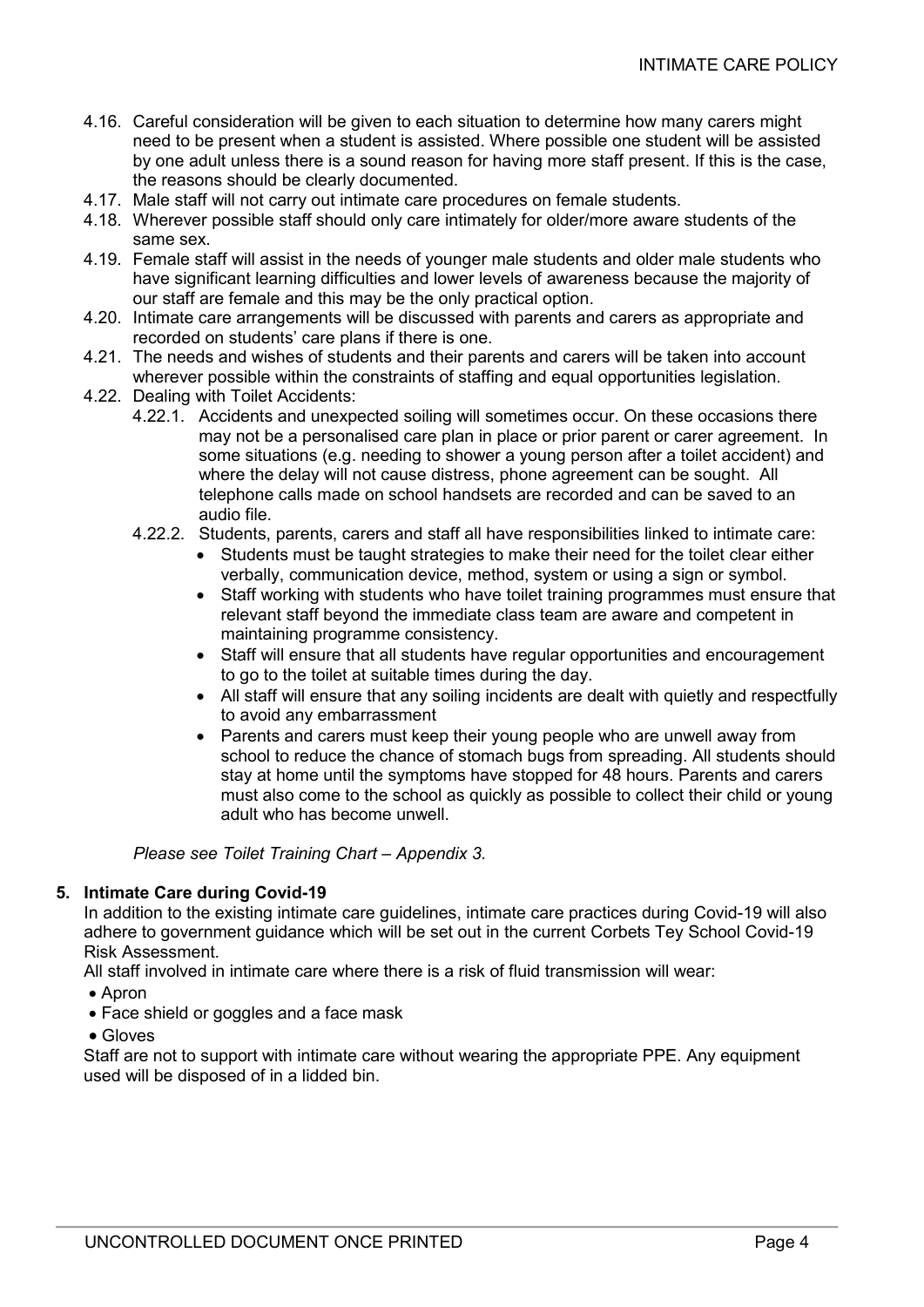4.16. Careful consideration will be given to each situation to determine how many carers might need to be present when a student is assisted. Where possible one student will be assisted by one adult unless there is a sound reason for having more staff present. If this is the case, the reasons should be clearly documented.

4.17. Male staff will not carry out intimate care procedures on female students.

4.18. Wherever possible staff should only care intimately for older/more aware students of the same sex.

4.19. Female staff will assist in the needs of younger male students and older male students who have significant learning difficulties and lower levels of awareness because the majority of our staff are female and this may be the only practical option.

4.20. Intimate care arrangements will be discussed with parents and carers as appropriate and recorded on students' care plans if there is one.

4.21. The needs and wishes of students and their parents and carers will be taken into account wherever possible within the constraints of staffing and equal opportunities legislation.

4.22. Dealing with Toilet Accidents:

4.22.1. Accidents and unexpected soiling will sometimes occur. On these occasions there may not be a personalised care plan in place or prior parent or carer agreement. In some situations (e.g. needing to shower a young person after a toilet accident) and where the delay will not cause distress, phone agreement can be sought. All telephone calls made on school handsets are recorded and can be saved to an audio file.

4.22.2. Students, parents, carers and staff all have responsibilities linked to intimate care:

- Students must be taught strategies to make their need for the toilet clear either verbally, communication device, method, system or using a sign or symbol.
- Staff working with students who have toilet training programmes must ensure that relevant staff beyond the immediate class team are aware and competent in maintaining programme consistency.
- Staff will ensure that all students have regular opportunities and encouragement to go to the toilet at suitable times during the day.
- All staff will ensure that any soiling incidents are dealt with quietly and respectfully to avoid any embarrassment
- Parents and carers must keep their young people who are unwell away from school to reduce the chance of stomach bugs from spreading. All students should stay at home until the symptoms have stopped for 48 hours. Parents and carers must also come to the school as quickly as possible to collect their child or young adult who has become unwell.

*Please see Toilet Training Chart – Appendix 3.*

## 5. Intimate Care during Covid-19

In addition to the existing intimate care guidelines, intimate care practices during Covid-19 will also adhere to government guidance which will be set out in the current Corbets Tey School Covid-19 Risk Assessment.

All staff involved in intimate care where there is a risk of fluid transmission will wear:

- Apron
- Face shield or goggles and a face mask
- Gloves

Staff are not to support with intimate care without wearing the appropriate PPE. Any equipment used will be disposed of in a lidded bin.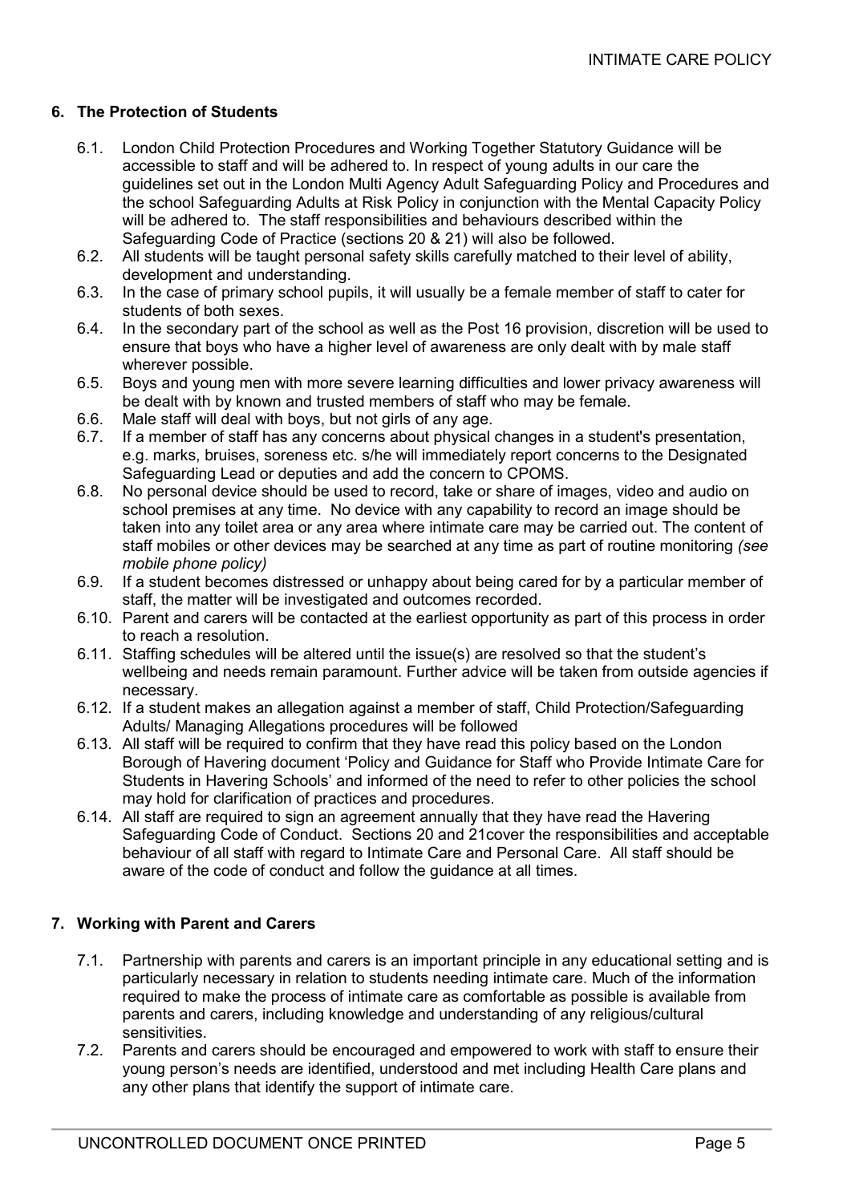## 6. The Protection of Students

6.1. London Child Protection Procedures and Working Together Statutory Guidance will be accessible to staff and will be adhered to. In respect of young adults in our care the guidelines set out in the London Multi Agency Adult Safeguarding Policy and Procedures and the school Safeguarding Adults at Risk Policy in conjunction with the Mental Capacity Policy will be adhered to. The staff responsibilities and behaviours described within the Safeguarding Code of Practice (sections 20 & 21) will also be followed.

6.2. All students will be taught personal safety skills carefully matched to their level of ability, development and understanding.

6.3. In the case of primary school pupils, it will usually be a female member of staff to cater for students of both sexes.

6.4. In the secondary part of the school as well as the Post 16 provision, discretion will be used to ensure that boys who have a higher level of awareness are only dealt with by male staff wherever possible.

6.5. Boys and young men with more severe learning difficulties and lower privacy awareness will be dealt with by known and trusted members of staff who may be female.

6.6. Male staff will deal with boys, but not girls of any age.

6.7. If a member of staff has any concerns about physical changes in a student's presentation, e.g. marks, bruises, soreness etc. s/he will immediately report concerns to the Designated Safeguarding Lead or deputies and add the concern to CPOMS.

6.8. No personal device should be used to record, take or share of images, video and audio on school premises at any time. No device with any capability to record an image should be taken into any toilet area or any area where intimate care may be carried out. The content of staff mobiles or other devices may be searched at any time as part of routine monitoring *(see mobile phone policy)*

6.9. If a student becomes distressed or unhappy about being cared for by a particular member of staff, the matter will be investigated and outcomes recorded.

6.10. Parent and carers will be contacted at the earliest opportunity as part of this process in order to reach a resolution.

6.11. Staffing schedules will be altered until the issue(s) are resolved so that the student's wellbeing and needs remain paramount. Further advice will be taken from outside agencies if necessary.

6.12. If a student makes an allegation against a member of staff, Child Protection/Safeguarding Adults/ Managing Allegations procedures will be followed

6.13. All staff will be required to confirm that they have read this policy based on the London Borough of Havering document 'Policy and Guidance for Staff who Provide Intimate Care for Students in Havering Schools' and informed of the need to refer to other policies the school may hold for clarification of practices and procedures.

6.14. All staff are required to sign an agreement annually that they have read the Havering Safeguarding Code of Conduct. Sections 20 and 21cover the responsibilities and acceptable behaviour of all staff with regard to Intimate Care and Personal Care. All staff should be aware of the code of conduct and follow the guidance at all times.

## 7. Working with Parent and Carers

7.1. Partnership with parents and carers is an important principle in any educational setting and is particularly necessary in relation to students needing intimate care. Much of the information required to make the process of intimate care as comfortable as possible is available from parents and carers, including knowledge and understanding of any religious/cultural sensitivities.

7.2. Parents and carers should be encouraged and empowered to work with staff to ensure their young person's needs are identified, understood and met including Health Care plans and any other plans that identify the support of intimate care.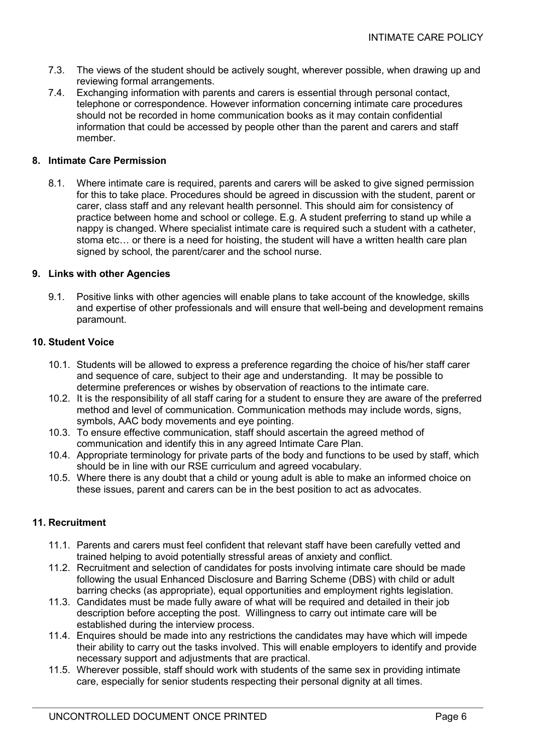7.3. The views of the student should be actively sought, wherever possible, when drawing up and reviewing formal arrangements.

7.4. Exchanging information with parents and carers is essential through personal contact, telephone or correspondence. However information concerning intimate care procedures should not be recorded in home communication books as it may contain confidential information that could be accessed by people other than the parent and carers and staff member.

## 8. Intimate Care Permission

8.1. Where intimate care is required, parents and carers will be asked to give signed permission for this to take place. Procedures should be agreed in discussion with the student, parent or carer, class staff and any relevant health personnel. This should aim for consistency of practice between home and school or college. E.g. A student preferring to stand up while a nappy is changed. Where specialist intimate care is required such a student with a catheter, stoma etc… or there is a need for hoisting, the student will have a written health care plan signed by school, the parent/carer and the school nurse.

## 9. Links with other Agencies

9.1. Positive links with other agencies will enable plans to take account of the knowledge, skills and expertise of other professionals and will ensure that well-being and development remains paramount.

## 10. Student Voice

10.1. Students will be allowed to express a preference regarding the choice of his/her staff carer and sequence of care, subject to their age and understanding. It may be possible to determine preferences or wishes by observation of reactions to the intimate care.

10.2. It is the responsibility of all staff caring for a student to ensure they are aware of the preferred method and level of communication. Communication methods may include words, signs, symbols, AAC body movements and eye pointing.

10.3. To ensure effective communication, staff should ascertain the agreed method of communication and identify this in any agreed Intimate Care Plan.

10.4. Appropriate terminology for private parts of the body and functions to be used by staff, which should be in line with our RSE curriculum and agreed vocabulary.

10.5. Where there is any doubt that a child or young adult is able to make an informed choice on these issues, parent and carers can be in the best position to act as advocates.

## 11. Recruitment

11.1. Parents and carers must feel confident that relevant staff have been carefully vetted and trained helping to avoid potentially stressful areas of anxiety and conflict.

11.2. Recruitment and selection of candidates for posts involving intimate care should be made following the usual Enhanced Disclosure and Barring Scheme (DBS) with child or adult barring checks (as appropriate), equal opportunities and employment rights legislation.

11.3. Candidates must be made fully aware of what will be required and detailed in their job description before accepting the post. Willingness to carry out intimate care will be established during the interview process.

11.4. Enquires should be made into any restrictions the candidates may have which will impede their ability to carry out the tasks involved. This will enable employers to identify and provide necessary support and adjustments that are practical.

11.5. Wherever possible, staff should work with students of the same sex in providing intimate care, especially for senior students respecting their personal dignity at all times.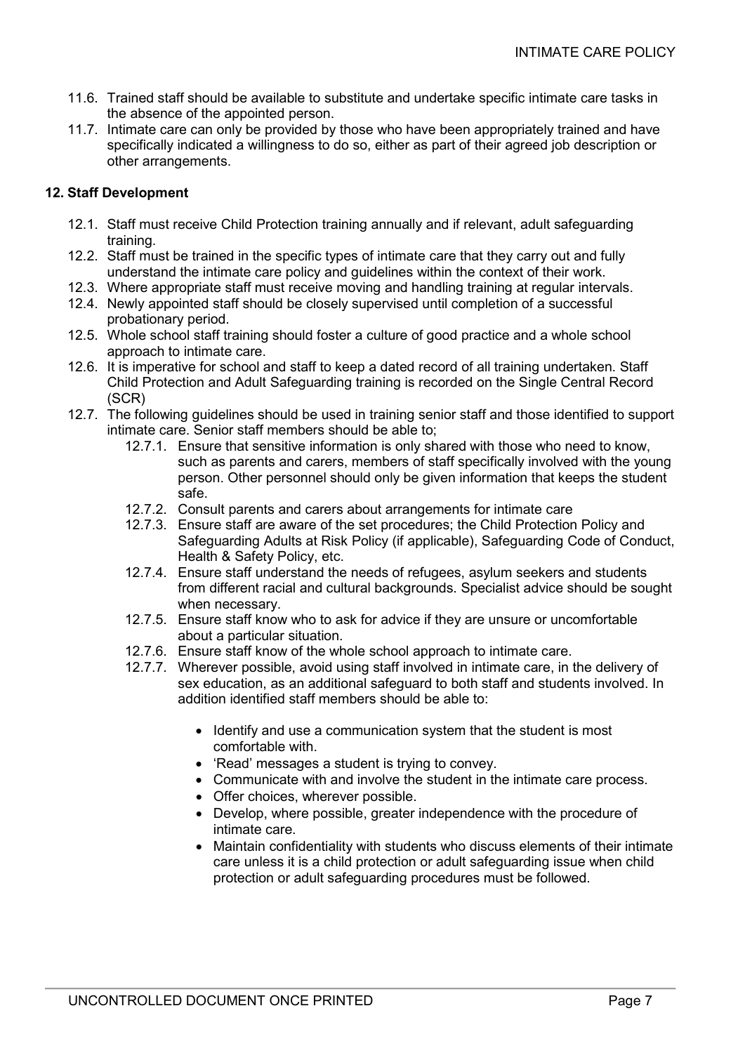11.6. Trained staff should be available to substitute and undertake specific intimate care tasks in the absence of the appointed person.

11.7. Intimate care can only be provided by those who have been appropriately trained and have specifically indicated a willingness to do so, either as part of their agreed job description or other arrangements.

## 12. Staff Development

12.1. Staff must receive Child Protection training annually and if relevant, adult safeguarding training.

12.2. Staff must be trained in the specific types of intimate care that they carry out and fully understand the intimate care policy and guidelines within the context of their work.

12.3. Where appropriate staff must receive moving and handling training at regular intervals.

12.4. Newly appointed staff should be closely supervised until completion of a successful probationary period.

12.5. Whole school staff training should foster a culture of good practice and a whole school approach to intimate care.

12.6. It is imperative for school and staff to keep a dated record of all training undertaken. Staff Child Protection and Adult Safeguarding training is recorded on the Single Central Record (SCR)

12.7. The following guidelines should be used in training senior staff and those identified to support intimate care. Senior staff members should be able to;

12.7.1. Ensure that sensitive information is only shared with those who need to know, such as parents and carers, members of staff specifically involved with the young person. Other personnel should only be given information that keeps the student safe.

12.7.2. Consult parents and carers about arrangements for intimate care

12.7.3. Ensure staff are aware of the set procedures; the Child Protection Policy and Safeguarding Adults at Risk Policy (if applicable), Safeguarding Code of Conduct, Health & Safety Policy, etc.

12.7.4. Ensure staff understand the needs of refugees, asylum seekers and students from different racial and cultural backgrounds. Specialist advice should be sought when necessary.

12.7.5. Ensure staff know who to ask for advice if they are unsure or uncomfortable about a particular situation.

12.7.6. Ensure staff know of the whole school approach to intimate care.

12.7.7. Wherever possible, avoid using staff involved in intimate care, in the delivery of sex education, as an additional safeguard to both staff and students involved. In addition identified staff members should be able to:

- Identify and use a communication system that the student is most comfortable with.
- 'Read' messages a student is trying to convey.
- Communicate with and involve the student in the intimate care process.
- Offer choices, wherever possible.
- Develop, where possible, greater independence with the procedure of intimate care.
- Maintain confidentiality with students who discuss elements of their intimate care unless it is a child protection or adult safeguarding issue when child protection or adult safeguarding procedures must be followed.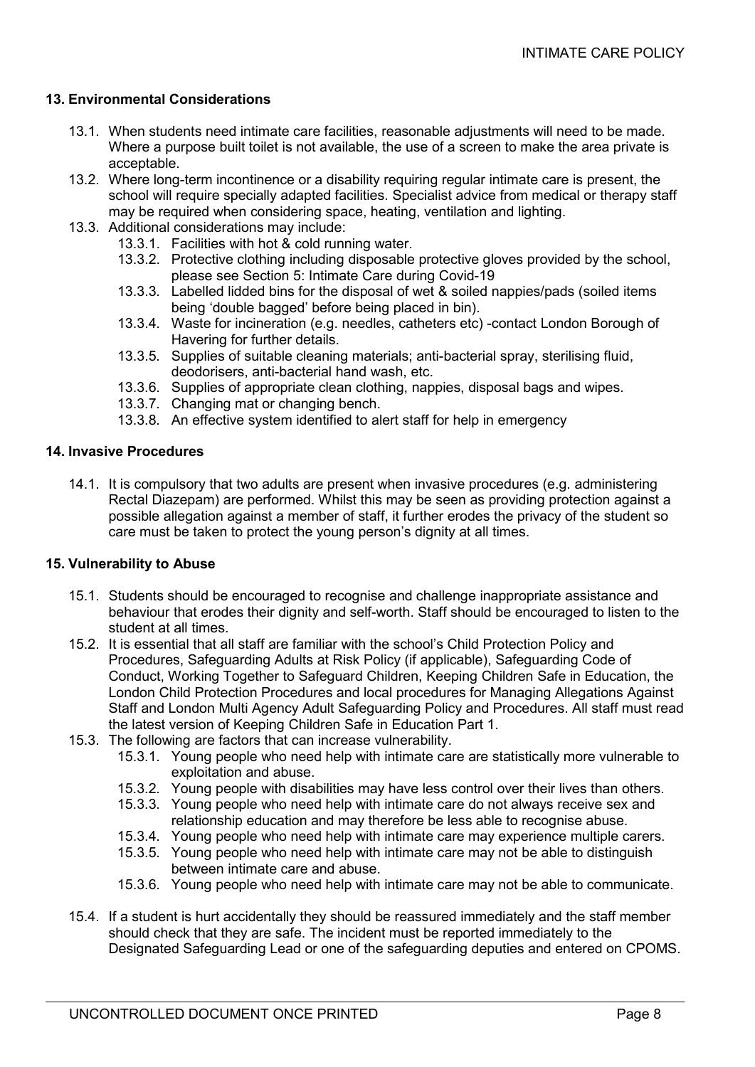## 13. Environmental Considerations

13.1. When students need intimate care facilities, reasonable adjustments will need to be made. Where a purpose built toilet is not available, the use of a screen to make the area private is acceptable.

13.2. Where long-term incontinence or a disability requiring regular intimate care is present, the school will require specially adapted facilities. Specialist advice from medical or therapy staff may be required when considering space, heating, ventilation and lighting.

13.3. Additional considerations may include:

- 13.3.1. Facilities with hot & cold running water.
- 13.3.2. Protective clothing including disposable protective gloves provided by the school, please see Section 5: Intimate Care during Covid-19
- 13.3.3. Labelled lidded bins for the disposal of wet & soiled nappies/pads (soiled items being 'double bagged' before being placed in bin).
- 13.3.4. Waste for incineration (e.g. needles, catheters etc) -contact London Borough of Havering for further details.
- 13.3.5. Supplies of suitable cleaning materials; anti-bacterial spray, sterilising fluid, deodorisers, anti-bacterial hand wash, etc.
- 13.3.6. Supplies of appropriate clean clothing, nappies, disposal bags and wipes.
- 13.3.7. Changing mat or changing bench.
- 13.3.8. An effective system identified to alert staff for help in emergency

## 14. Invasive Procedures

14.1. It is compulsory that two adults are present when invasive procedures (e.g. administering Rectal Diazepam) are performed. Whilst this may be seen as providing protection against a possible allegation against a member of staff, it further erodes the privacy of the student so care must be taken to protect the young person's dignity at all times.

## 15. Vulnerability to Abuse

15.1. Students should be encouraged to recognise and challenge inappropriate assistance and behaviour that erodes their dignity and self-worth. Staff should be encouraged to listen to the student at all times.

15.2. It is essential that all staff are familiar with the school's Child Protection Policy and Procedures, Safeguarding Adults at Risk Policy (if applicable), Safeguarding Code of Conduct, Working Together to Safeguard Children, Keeping Children Safe in Education, the London Child Protection Procedures and local procedures for Managing Allegations Against Staff and London Multi Agency Adult Safeguarding Policy and Procedures. All staff must read the latest version of Keeping Children Safe in Education Part 1.

15.3. The following are factors that can increase vulnerability.

- 15.3.1. Young people who need help with intimate care are statistically more vulnerable to exploitation and abuse.
- 15.3.2. Young people with disabilities may have less control over their lives than others.
- 15.3.3. Young people who need help with intimate care do not always receive sex and relationship education and may therefore be less able to recognise abuse.
- 15.3.4. Young people who need help with intimate care may experience multiple carers.
- 15.3.5. Young people who need help with intimate care may not be able to distinguish between intimate care and abuse.
- 15.3.6. Young people who need help with intimate care may not be able to communicate.

15.4. If a student is hurt accidentally they should be reassured immediately and the staff member should check that they are safe. The incident must be reported immediately to the Designated Safeguarding Lead or one of the safeguarding deputies and entered on CPOMS.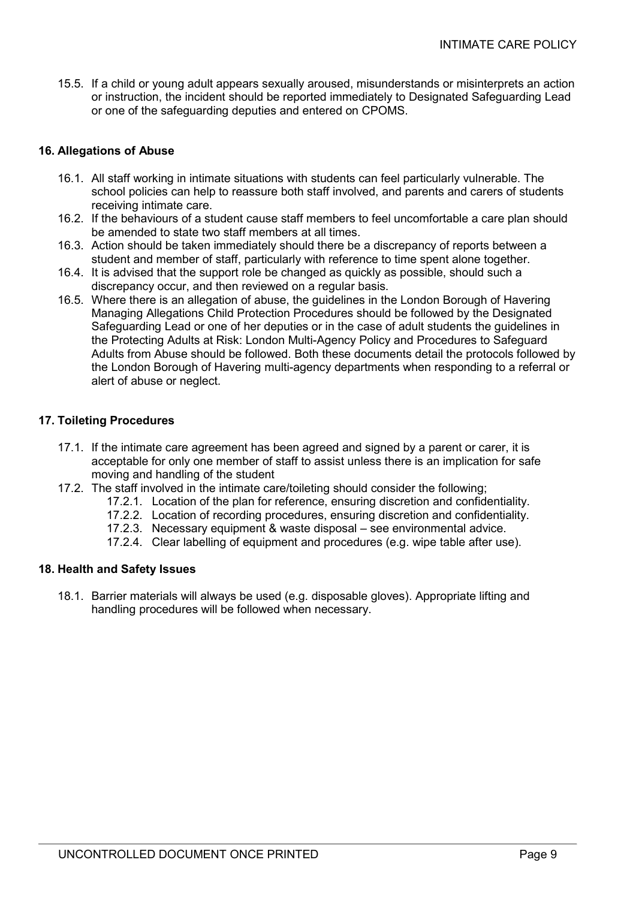15.5. If a child or young adult appears sexually aroused, misunderstands or misinterprets an action or instruction, the incident should be reported immediately to Designated Safeguarding Lead or one of the safeguarding deputies and entered on CPOMS.

### 16. Allegations of Abuse

16.1. All staff working in intimate situations with students can feel particularly vulnerable. The school policies can help to reassure both staff involved, and parents and carers of students receiving intimate care.

16.2. If the behaviours of a student cause staff members to feel uncomfortable a care plan should be amended to state two staff members at all times.

16.3. Action should be taken immediately should there be a discrepancy of reports between a student and member of staff, particularly with reference to time spent alone together.

16.4. It is advised that the support role be changed as quickly as possible, should such a discrepancy occur, and then reviewed on a regular basis.

16.5. Where there is an allegation of abuse, the guidelines in the London Borough of Havering Managing Allegations Child Protection Procedures should be followed by the Designated Safeguarding Lead or one of her deputies or in the case of adult students the guidelines in the Protecting Adults at Risk: London Multi-Agency Policy and Procedures to Safeguard Adults from Abuse should be followed. Both these documents detail the protocols followed by the London Borough of Havering multi-agency departments when responding to a referral or alert of abuse or neglect.

### 17. Toileting Procedures

17.1. If the intimate care agreement has been agreed and signed by a parent or carer, it is acceptable for only one member of staff to assist unless there is an implication for safe moving and handling of the student

17.2. The staff involved in the intimate care/toileting should consider the following;

- 17.2.1. Location of the plan for reference, ensuring discretion and confidentiality.
- 17.2.2. Location of recording procedures, ensuring discretion and confidentiality.
- 17.2.3. Necessary equipment & waste disposal – see environmental advice.
- 17.2.4. Clear labelling of equipment and procedures (e.g. wipe table after use).

### 18. Health and Safety Issues

18.1. Barrier materials will always be used (e.g. disposable gloves). Appropriate lifting and handling procedures will be followed when necessary.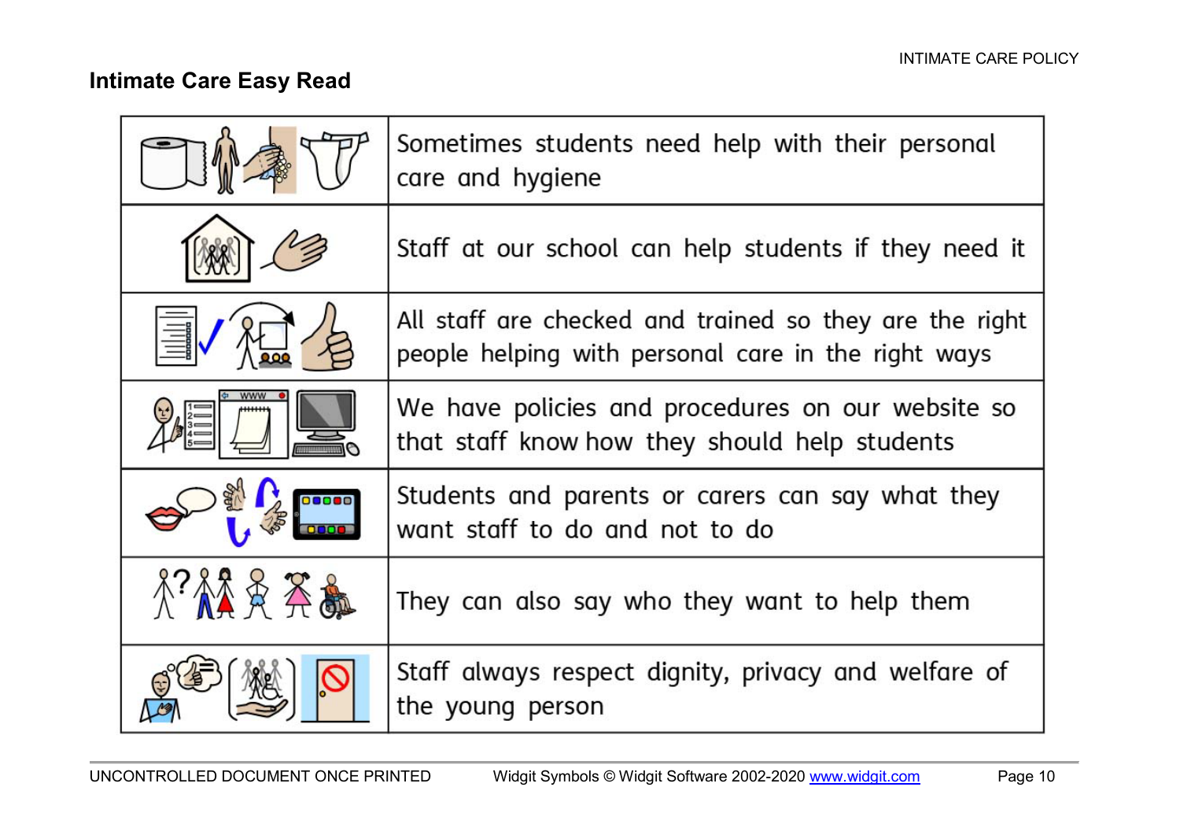## Intimate Care Easy Read

| | |
|---|---|
| | Sometimes students need help with their personal care and hygiene |
| | Staff at our school can help students if they need it |
| | All staff are checked and trained so they are the right people helping with personal care in the right ways |
| | We have policies and procedures on our website so that staff know how they should help students |
| | Students and parents or carers can say what they want staff to do and not to do |
| | They can also say who they want to help them |
| | Staff always respect dignity, privacy and welfare of the young person |

UNCONTROLLED DOCUMENT ONCE PRINTED

Widgit Symbols © Widgit Software 2002-2020 www.widgit.com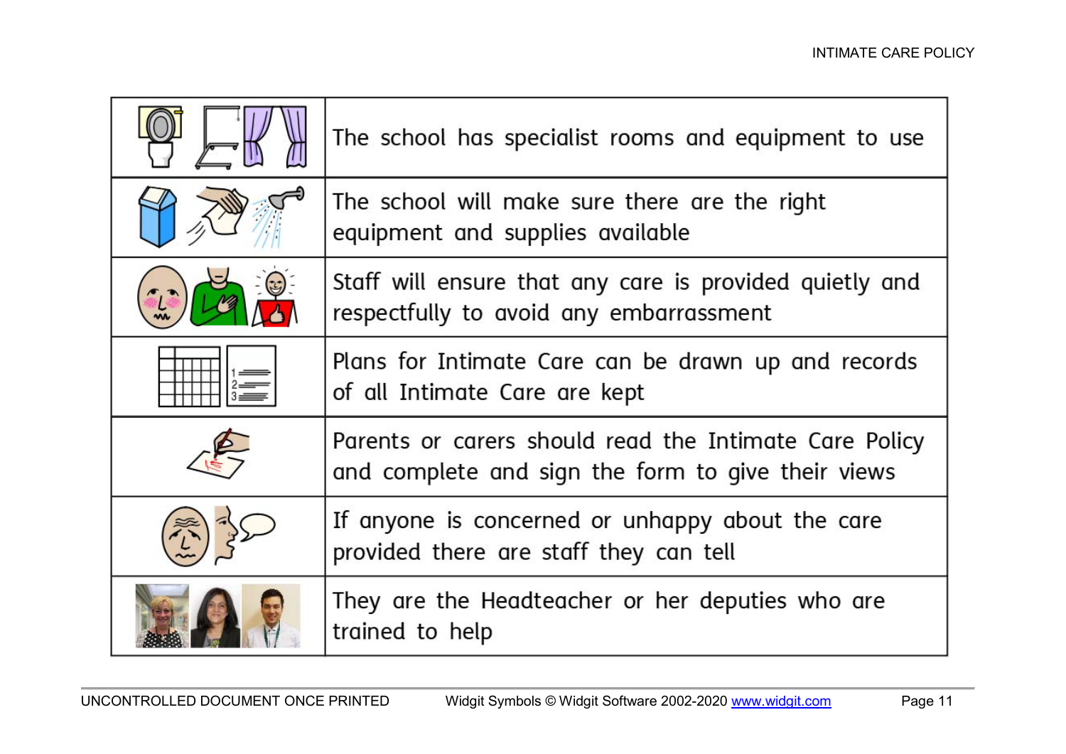| | |
|---|---|
| | The school has specialist rooms and equipment to use |
| | The school will make sure there are the right equipment and supplies available |
| | Staff will ensure that any care is provided quietly and respectfully to avoid any embarrassment |
| | Plans for Intimate Care can be drawn up and records of all Intimate Care are kept |
| | Parents or carers should read the Intimate Care Policy and complete and sign the form to give their views |
| | If anyone is concerned or unhappy about the care provided there are staff they can tell |
| | They are the Headteacher or her deputies who are trained to help |

Widgit Symbols © Widgit Software 2002-2020 www.widgit.com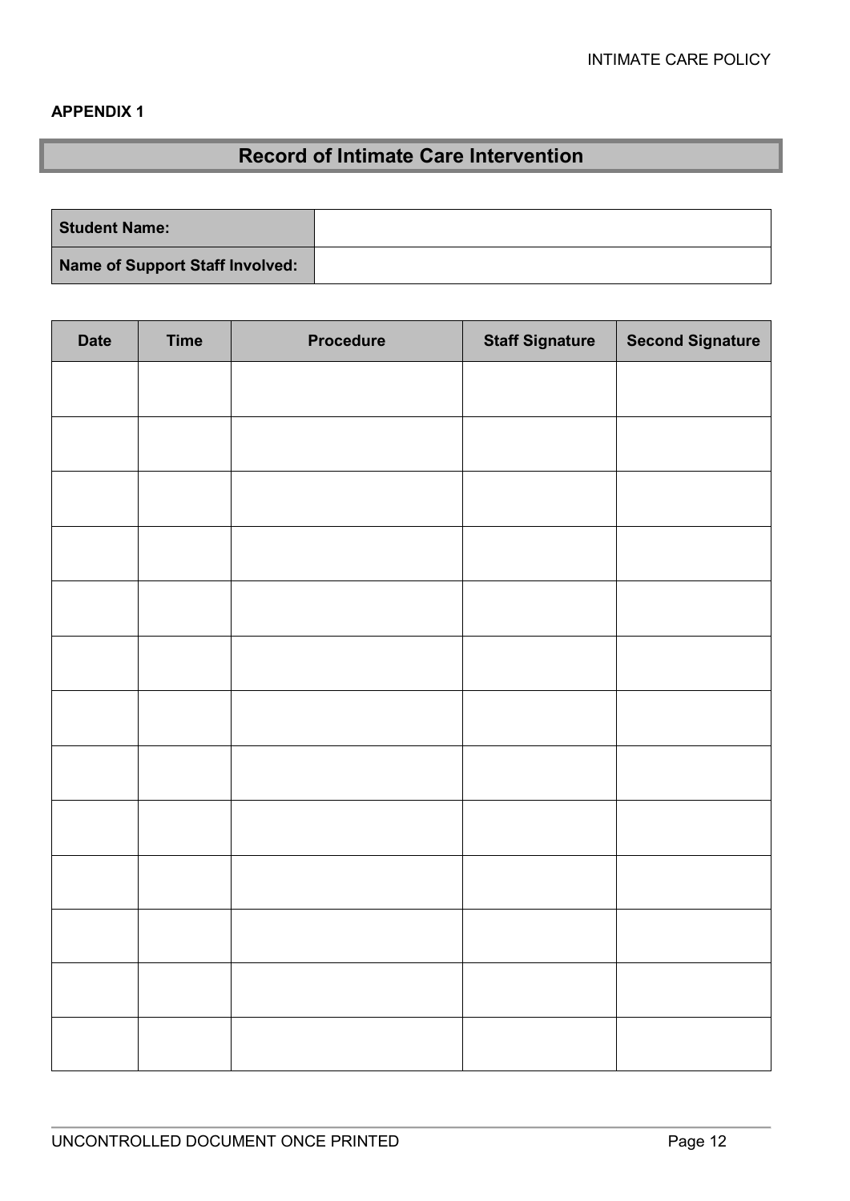**APPENDIX 1**

## Record of Intimate Care Intervention

| Student Name: | |
|---|---|
| Name of Support Staff Involved: | |

| Date | Time | Procedure | Staff Signature | Second Signature |
|---|---|---|---|---|
| | | | | |
| | | | | |
| | | | | |
| | | | | |
| | | | | |
| | | | | |
| | | | | |
| | | | | |
| | | | | |
| | | | | |
| | | | | |
| | | | | |
| | | | | |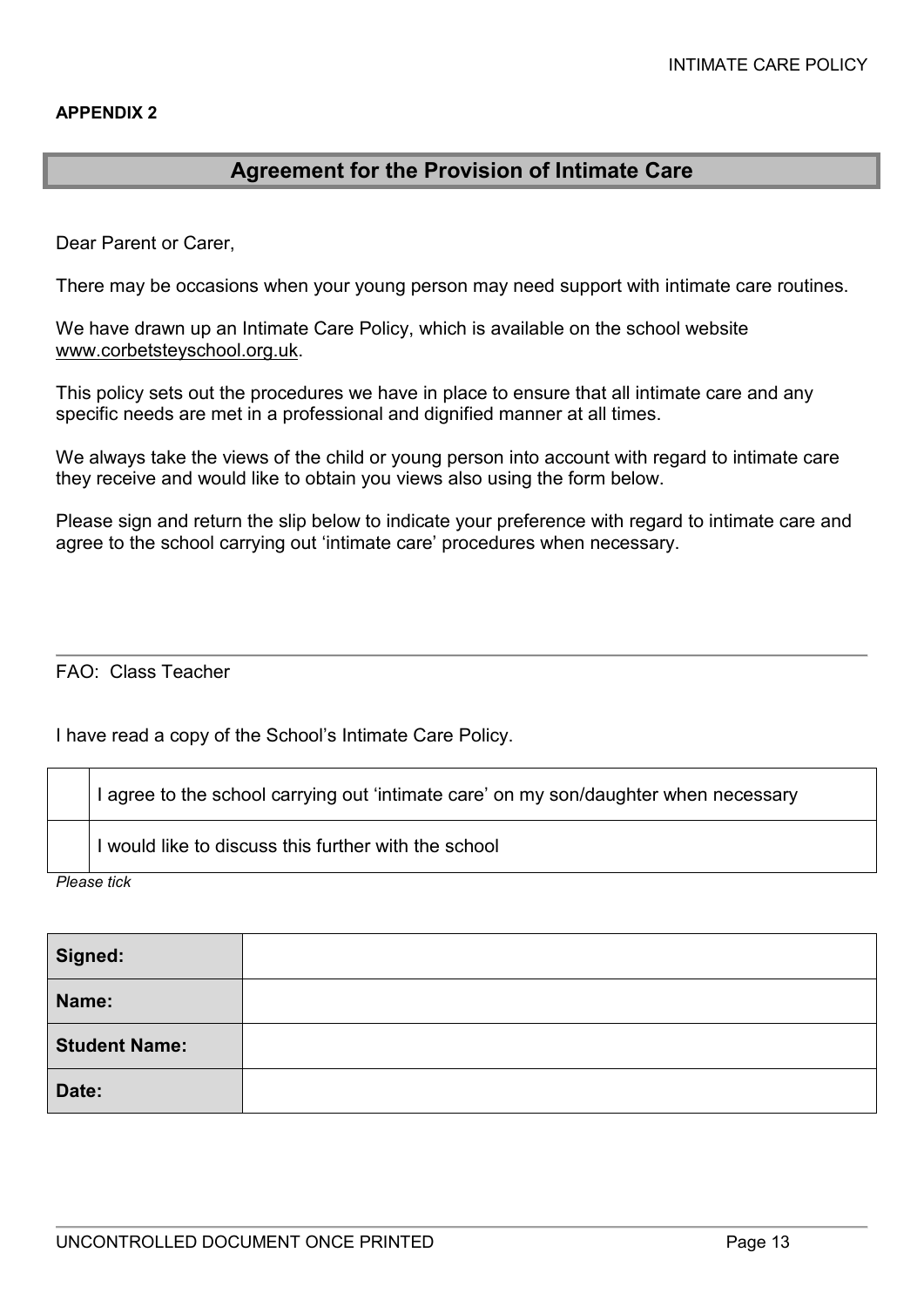**APPENDIX 2**

## Agreement for the Provision of Intimate Care

Dear Parent or Carer,

There may be occasions when your young person may need support with intimate care routines.

We have drawn up an Intimate Care Policy, which is available on the school website www.corbetsteyschool.org.uk.

This policy sets out the procedures we have in place to ensure that all intimate care and any specific needs are met in a professional and dignified manner at all times.

We always take the views of the child or young person into account with regard to intimate care they receive and would like to obtain you views also using the form below.

Please sign and return the slip below to indicate your preference with regard to intimate care and agree to the school carrying out 'intimate care' procedures when necessary.

---

FAO: Class Teacher

I have read a copy of the School's Intimate Care Policy.

| | |
|---|---|
| | I agree to the school carrying out 'intimate care' on my son/daughter when necessary |
| | I would like to discuss this further with the school |

*Please tick*

| | |
|---|---|
| **Signed:** | |
| **Name:** | |
| **Student Name:** | |
| **Date:** | |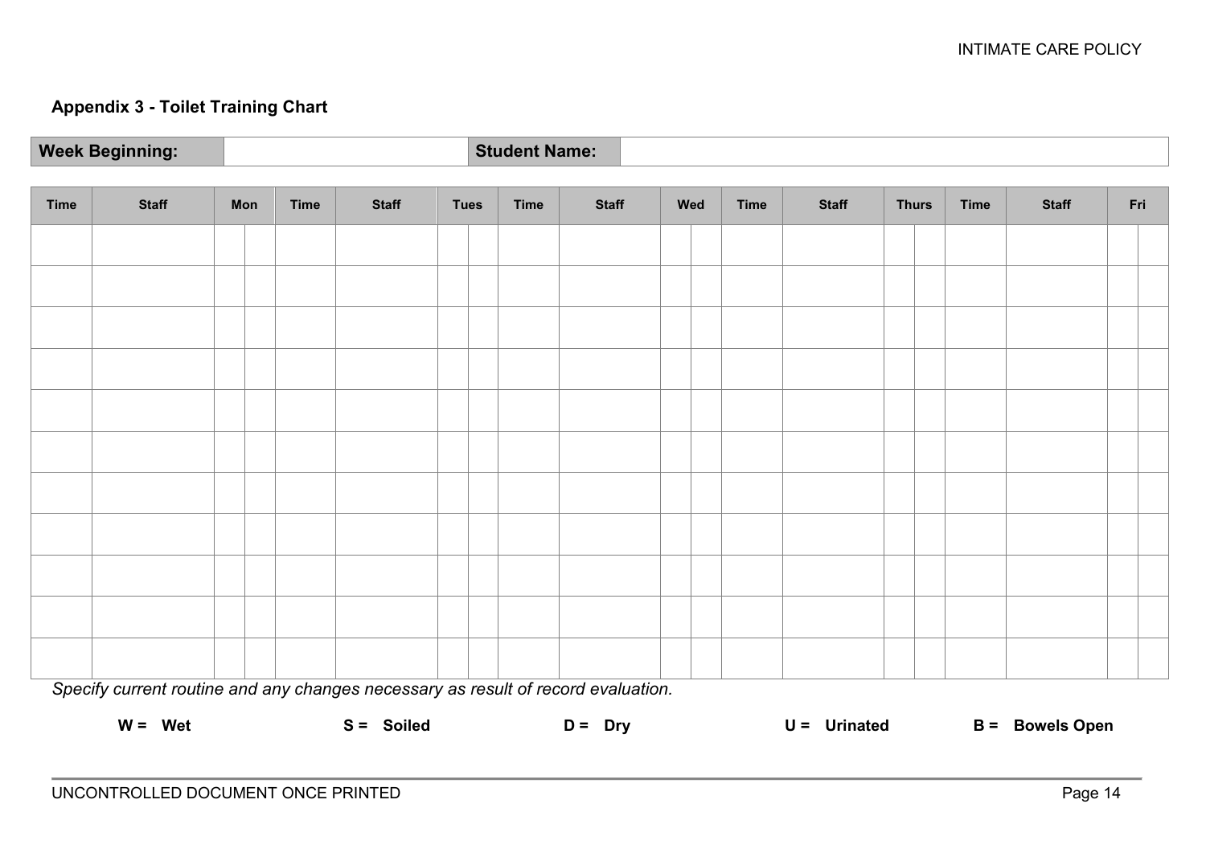**Appendix 3 - Toilet Training Chart**

| Week Beginning: | | Student Name: | |
|---|---|---|---|

| Time | Staff | Mon | | Time | Staff | Tues | | Time | Staff | Wed | | Time | Staff | Thurs | | Time | Staff | Fri | |
|---|---|---|---|---|---|---|---|---|---|---|---|---|---|---|---|---|---|---|---|
| | | | | | | | | | | | | | | | | | | | |
| | | | | | | | | | | | | | | | | | | | |
| | | | | | | | | | | | | | | | | | | | |
| | | | | | | | | | | | | | | | | | | | |
| | | | | | | | | | | | | | | | | | | | |
| | | | | | | | | | | | | | | | | | | | |
| | | | | | | | | | | | | | | | | | | | |
| | | | | | | | | | | | | | | | | | | | |
| | | | | | | | | | | | | | | | | | | | |
| | | | | | | | | | | | | | | | | | | | |
| | | | | | | | | | | | | | | | | | | | |

*Specify current routine and any changes necessary as result of record evaluation.*

**W = Wet** **S = Soiled** **D = Dry** **U = Urinated** **B = Bowels Open**

UNCONTROLLED DOCUMENT ONCE PRINTED